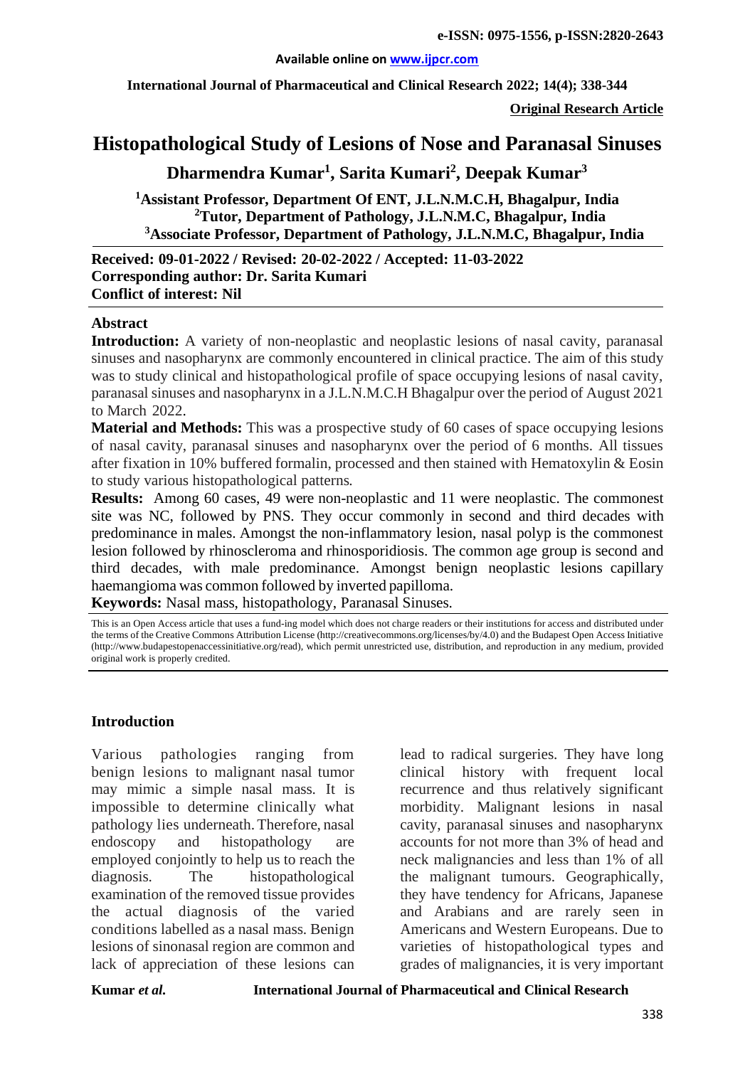# Histopathological Study of Lesions of Nose and Paranasal Sinuses

**Dharmendra Kumar[1], Sarita Kumari[2], Deepak Kumar[3]**

[1]Assistant Professor, Department Of ENT, J.L.N.M.C.H, Bhagalpur, India
[2]Tutor, Department of Pathology, J.L.N.M.C, Bhagalpur, India
[3]Associate Professor, Department of Pathology, J.L.N.M.C, Bhagalpur, India

**Received: 09-01-2022 / Revised: 20-02-2022 / Accepted: 11-03-2022**
**Corresponding author: Dr. Sarita Kumari**
**Conflict of interest: Nil**

## Abstract

**Introduction:** A variety of non-neoplastic and neoplastic lesions of nasal cavity, paranasal sinuses and nasopharynx are commonly encountered in clinical practice. The aim of this study was to study clinical and histopathological profile of space occupying lesions of nasal cavity, paranasal sinuses and nasopharynx in a J.L.N.M.C.H Bhagalpur over the period of August 2021 to March 2022.

**Material and Methods:** This was a prospective study of 60 cases of space occupying lesions of nasal cavity, paranasal sinuses and nasopharynx over the period of 6 months. All tissues after fixation in 10% buffered formalin, processed and then stained with Hematoxylin & Eosin to study various histopathological patterns.

**Results:** Among 60 cases, 49 were non-neoplastic and 11 were neoplastic. The commonest site was NC, followed by PNS. They occur commonly in second and third decades with predominance in males. Amongst the non-inflammatory lesion, nasal polyp is the commonest lesion followed by rhinoscleroma and rhinosporidiosis. The common age group is second and third decades, with male predominance. Amongst benign neoplastic lesions capillary haemangioma was common followed by inverted papilloma.

**Keywords:** Nasal mass, histopathology, Paranasal Sinuses.

This is an Open Access article that uses a fund-ing model which does not charge readers or their institutions for access and distributed under the terms of the Creative Commons Attribution License (http://creativecommons.org/licenses/by/4.0) and the Budapest Open Access Initiative (http://www.budapestopenaccessinitiative.org/read), which permit unrestricted use, distribution, and reproduction in any medium, provided original work is properly credited.

## Introduction

Various pathologies ranging from benign lesions to malignant nasal tumor may mimic a simple nasal mass. It is impossible to determine clinically what pathology lies underneath. Therefore, nasal endoscopy and histopathology are employed conjointly to help us to reach the diagnosis. The histopathological examination of the removed tissue provides the actual diagnosis of the varied conditions labelled as a nasal mass. Benign lesions of sinonasal region are common and lack of appreciation of these lesions can lead to radical surgeries. They have long clinical history with frequent local recurrence and thus relatively significant morbidity. Malignant lesions in nasal cavity, paranasal sinuses and nasopharynx accounts for not more than 3% of head and neck malignancies and less than 1% of all the malignant tumours. Geographically, they have tendency for Africans, Japanese and Arabians and are rarely seen in Americans and Western Europeans. Due to varieties of histopathological types and grades of malignancies, it is very important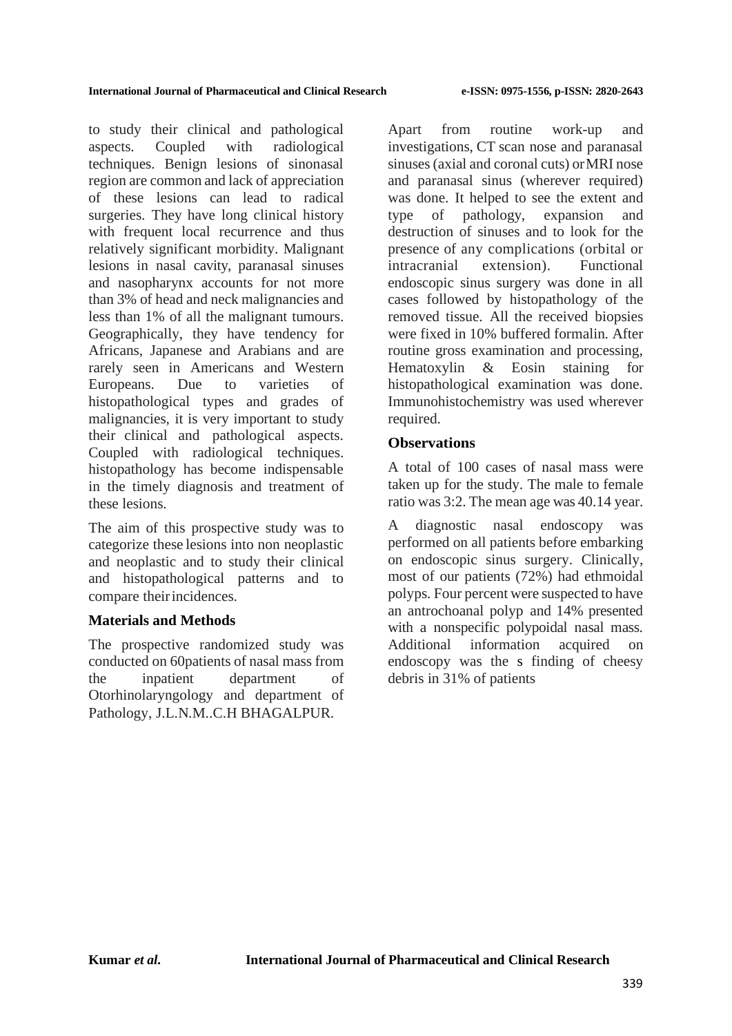to study their clinical and pathological aspects. Coupled with radiological techniques. Benign lesions of sinonasal region are common and lack of appreciation of these lesions can lead to radical surgeries. They have long clinical history with frequent local recurrence and thus relatively significant morbidity. Malignant lesions in nasal cavity, paranasal sinuses and nasopharynx accounts for not more than 3% of head and neck malignancies and less than 1% of all the malignant tumours. Geographically, they have tendency for Africans, Japanese and Arabians and are rarely seen in Americans and Western Europeans. Due to varieties of histopathological types and grades of malignancies, it is very important to study their clinical and pathological aspects. Coupled with radiological techniques. histopathology has become indispensable in the timely diagnosis and treatment of these lesions.

The aim of this prospective study was to categorize these lesions into non neoplastic and neoplastic and to study their clinical and histopathological patterns and to compare their incidences.

## Materials and Methods

The prospective randomized study was conducted on 60patients of nasal mass from the inpatient department of Otorhinolaryngology and department of Pathology, J.L.N.M..C.H BHAGALPUR.

Apart from routine work-up and investigations, CT scan nose and paranasal sinuses (axial and coronal cuts) or MRI nose and paranasal sinus (wherever required) was done. It helped to see the extent and type of pathology, expansion and destruction of sinuses and to look for the presence of any complications (orbital or intracranial extension). Functional endoscopic sinus surgery was done in all cases followed by histopathology of the removed tissue. All the received biopsies were fixed in 10% buffered formalin. After routine gross examination and processing, Hematoxylin & Eosin staining for histopathological examination was done. Immunohistochemistry was used wherever required.

## Observations

A total of 100 cases of nasal mass were taken up for the study. The male to female ratio was 3:2. The mean age was 40.14 year.

A diagnostic nasal endoscopy was performed on all patients before embarking on endoscopic sinus surgery. Clinically, most of our patients (72%) had ethmoidal polyps. Four percent were suspected to have an antrochoanal polyp and 14% presented with a nonspecific polypoidal nasal mass. Additional information acquired on endoscopy was the s finding of cheesy debris in 31% of patients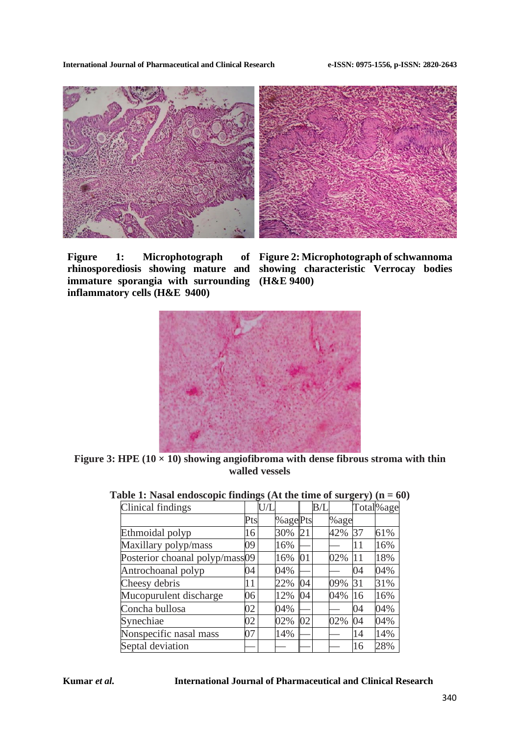**Figure 1: Microphotograph of rhinosporediosis showing mature and immature sporangia with surrounding inflammatory cells (H&E 9400)**

**Figure 2: Microphotograph of schwannoma showing characteristic Verrocay bodies (H&E 9400)**

**Figure 3: HPE (10 × 10) showing angiofibroma with dense fibrous stroma with thin walled vessels**

**Table 1: Nasal endoscopic findings (At the time of surgery) (n = 60)**

| Clinical findings | U/L | | B/L | | Total | %age |
|---|---|---|---|---|---|---|
| | Pts | %age | Pts | %age | | |
| Ethmoidal polyp | 16 | 30% | 21 | 42% | 37 | 61% |
| Maxillary polyp/mass | 09 | 16% | — | — | 11 | 16% |
| Posterior choanal polyp/mass | 09 | 16% | 01 | 02% | 11 | 18% |
| Antrochoanal polyp | 04 | 04% | — | — | 04 | 04% |
| Cheesy debris | 11 | 22% | 04 | 09% | 31 | 31% |
| Mucopurulent discharge | 06 | 12% | 04 | 04% | 16 | 16% |
| Concha bullosa | 02 | 04% | — | — | 04 | 04% |
| Synechiae | 02 | 02% | 02 | 02% | 04 | 04% |
| Nonspecific nasal mass | 07 | 14% | — | — | 14 | 14% |
| Septal deviation | — | — | — | — | 16 | 28% |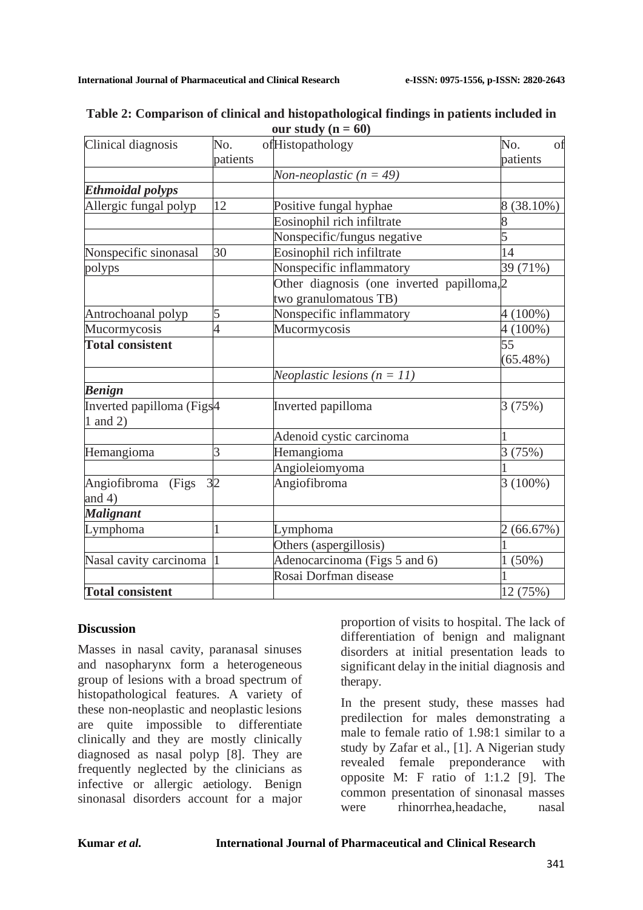**Table 2: Comparison of clinical and histopathological findings in patients included in our study (n = 60)**

| Clinical diagnosis | No. of patients | Histopathology | No. of patients |
|---|---|---|---|
| | | *Non-neoplastic (n = 49)* | |
| ***Ethmoidal polyps*** | | | |
| Allergic fungal polyp | 12 | Positive fungal hyphae | 8 (38.10%) |
| | | Eosinophil rich infiltrate | 8 |
| | | Nonspecific/fungus negative | 5 |
| Nonspecific sinonasal polyps | 30 | Eosinophil rich infiltrate | 14 |
| | | Nonspecific inflammatory | 39 (71%) |
| | | Other diagnosis (one inverted papilloma, two granulomatous TB) | 2 |
| Antrochoanal polyp | 5 | Nonspecific inflammatory | 4 (100%) |
| Mucormycosis | 4 | Mucormycosis | 4 (100%) |
| **Total consistent** | | | 55 (65.48%) |
| | | *Neoplastic lesions (n = 11)* | |
| ***Benign*** | | | |
| Inverted papilloma (Figs 1 and 2) | 4 | Inverted papilloma | 3 (75%) |
| | | Adenoid cystic carcinoma | 1 |
| Hemangioma | 3 | Hemangioma | 3 (75%) |
| | | Angioleiomyoma | 1 |
| Angiofibroma (Figs 3 and 4) | 2 | Angiofibroma | 3 (100%) |
| ***Malignant*** | | | |
| Lymphoma | 1 | Lymphoma | 2 (66.67%) |
| | | Others (aspergillosis) | 1 |
| Nasal cavity carcinoma | 1 | Adenocarcinoma (Figs 5 and 6) | 1 (50%) |
| | | Rosai Dorfman disease | 1 |
| **Total consistent** | | | 12 (75%) |

## Discussion

Masses in nasal cavity, paranasal sinuses and nasopharynx form a heterogeneous group of lesions with a broad spectrum of histopathological features. A variety of these non-neoplastic and neoplastic lesions are quite impossible to differentiate clinically and they are mostly clinically diagnosed as nasal polyp [8]. They are frequently neglected by the clinicians as infective or allergic aetiology. Benign sinonasal disorders account for a major proportion of visits to hospital. The lack of differentiation of benign and malignant disorders at initial presentation leads to significant delay in the initial diagnosis and therapy.

In the present study, these masses had predilection for males demonstrating a male to female ratio of 1.98:1 similar to a study by Zafar et al., [1]. A Nigerian study revealed female preponderance with opposite M: F ratio of 1:1.2 [9]. The common presentation of sinonasal masses were rhinorrhea,headache, nasal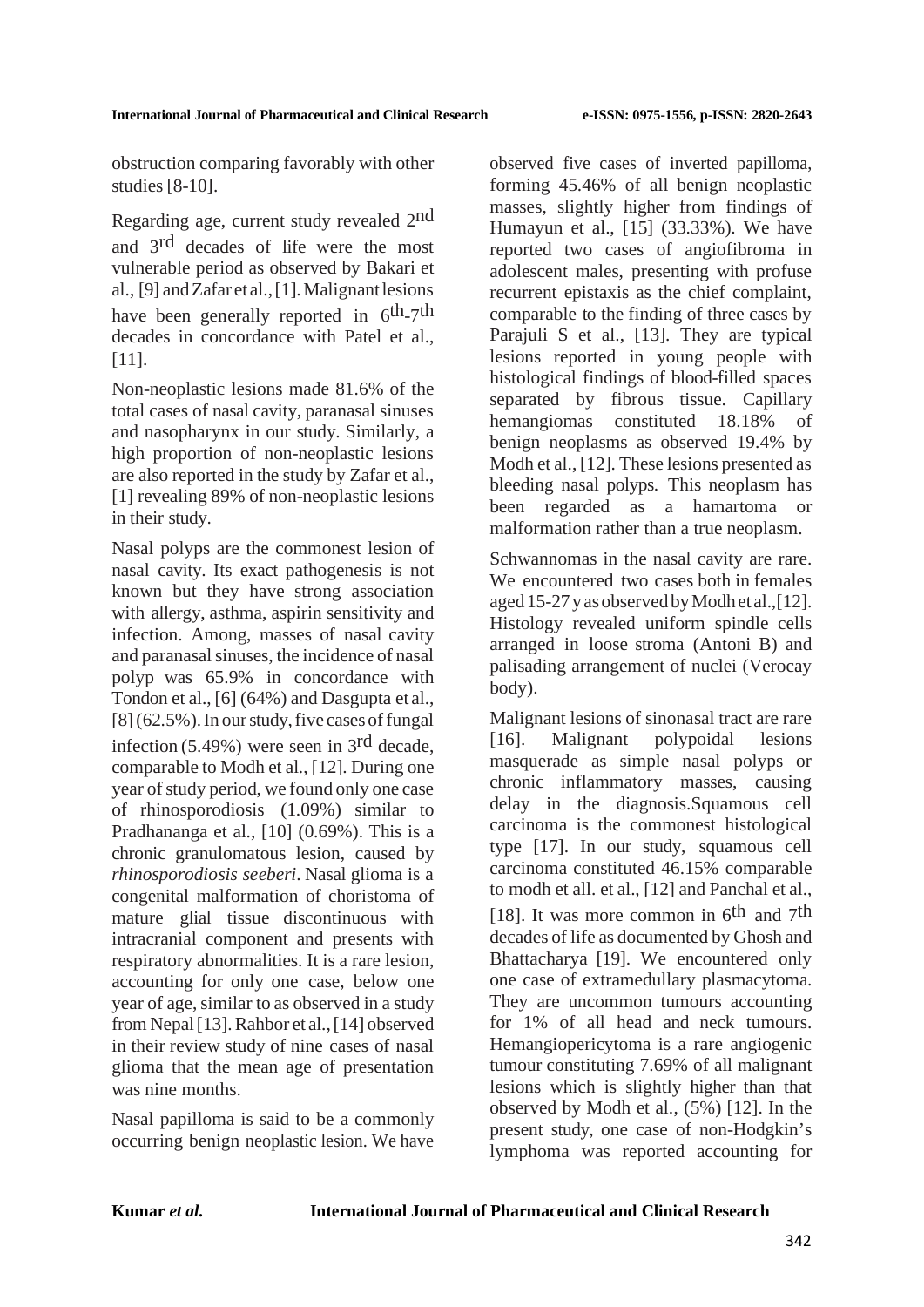obstruction comparing favorably with other studies [8-10].

Regarding age, current study revealed 2nd and 3rd decades of life were the most vulnerable period as observed by Bakari et al., [9] and Zafar et al., [1]. Malignant lesions have been generally reported in 6th-7th decades in concordance with Patel et al., [11].

Non-neoplastic lesions made 81.6% of the total cases of nasal cavity, paranasal sinuses and nasopharynx in our study. Similarly, a high proportion of non-neoplastic lesions are also reported in the study by Zafar et al., [1] revealing 89% of non-neoplastic lesions in their study.

Nasal polyps are the commonest lesion of nasal cavity. Its exact pathogenesis is not known but they have strong association with allergy, asthma, aspirin sensitivity and infection. Among, masses of nasal cavity and paranasal sinuses, the incidence of nasal polyp was 65.9% in concordance with Tondon et al., [6] (64%) and Dasgupta et al., [8] (62.5%). In our study, five cases of fungal infection (5.49%) were seen in 3rd decade, comparable to Modh et al., [12]. During one year of study period, we found only one case of rhinosporodiosis (1.09%) similar to Pradhananga et al., [10] (0.69%). This is a chronic granulomatous lesion, caused by *rhinosporodiosis seeberi*. Nasal glioma is a congenital malformation of choristoma of mature glial tissue discontinuous with intracranial component and presents with respiratory abnormalities. It is a rare lesion, accounting for only one case, below one year of age, similar to as observed in a study from Nepal [13]. Rahbor et al., [14] observed in their review study of nine cases of nasal glioma that the mean age of presentation was nine months.

Nasal papilloma is said to be a commonly occurring benign neoplastic lesion. We have observed five cases of inverted papilloma, forming 45.46% of all benign neoplastic masses, slightly higher from findings of Humayun et al., [15] (33.33%). We have reported two cases of angiofibroma in adolescent males, presenting with profuse recurrent epistaxis as the chief complaint, comparable to the finding of three cases by Parajuli S et al., [13]. They are typical lesions reported in young people with histological findings of blood-filled spaces separated by fibrous tissue. Capillary hemangiomas constituted 18.18% of benign neoplasms as observed 19.4% by Modh et al., [12]. These lesions presented as bleeding nasal polyps. This neoplasm has been regarded as a hamartoma or malformation rather than a true neoplasm.

Schwannomas in the nasal cavity are rare. We encountered two cases both in females aged 15-27 y as observed by Modh et al.,[12]. Histology revealed uniform spindle cells arranged in loose stroma (Antoni B) and palisading arrangement of nuclei (Verocay body).

Malignant lesions of sinonasal tract are rare [16]. Malignant polypoidal lesions masquerade as simple nasal polyps or chronic inflammatory masses, causing delay in the diagnosis.Squamous cell carcinoma is the commonest histological type [17]. In our study, squamous cell carcinoma constituted 46.15% comparable to modh et all. et al., [12] and Panchal et al., [18]. It was more common in 6th and 7th decades of life as documented by Ghosh and Bhattacharya [19]. We encountered only one case of extramedullary plasmacytoma. They are uncommon tumours accounting for 1% of all head and neck tumours. Hemangiopericytoma is a rare angiogenic tumour constituting 7.69% of all malignant lesions which is slightly higher than that observed by Modh et al., (5%) [12]. In the present study, one case of non-Hodgkin's lymphoma was reported accounting for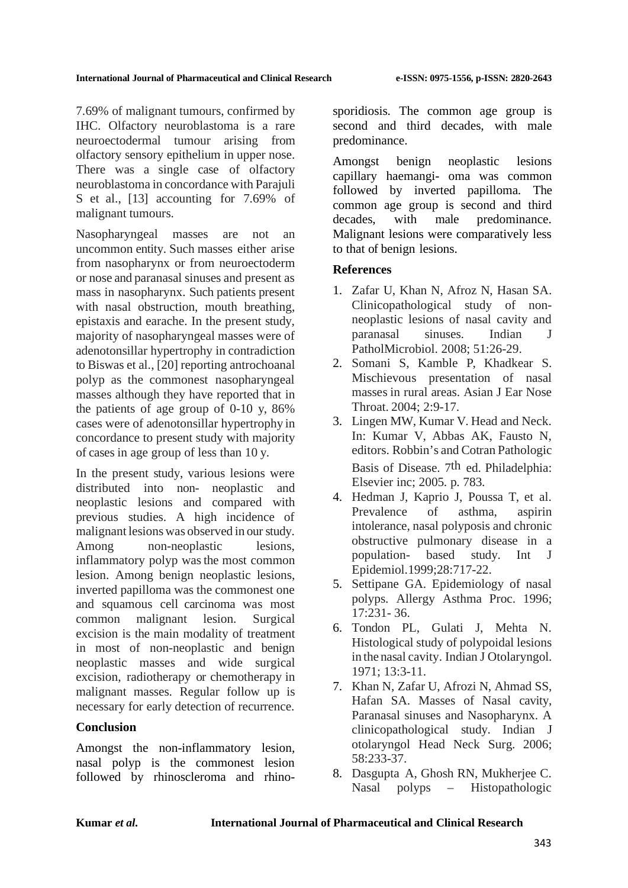7.69% of malignant tumours, confirmed by IHC. Olfactory neuroblastoma is a rare neuroectodermal tumour arising from olfactory sensory epithelium in upper nose. There was a single case of olfactory neuroblastoma in concordance with Parajuli S et al., [13] accounting for 7.69% of malignant tumours.

Nasopharyngeal masses are not an uncommon entity. Such masses either arise from nasopharynx or from neuroectoderm or nose and paranasal sinuses and present as mass in nasopharynx. Such patients present with nasal obstruction, mouth breathing, epistaxis and earache. In the present study, majority of nasopharyngeal masses were of adenotonsillar hypertrophy in contradiction to Biswas et al., [20] reporting antrochoanal polyp as the commonest nasopharyngeal masses although they have reported that in the patients of age group of 0-10 y, 86% cases were of adenotonsillar hypertrophy in concordance to present study with majority of cases in age group of less than 10 y.

In the present study, various lesions were distributed into non- neoplastic and neoplastic lesions and compared with previous studies. A high incidence of malignant lesions was observed in our study. Among non-neoplastic lesions, inflammatory polyp was the most common lesion. Among benign neoplastic lesions, inverted papilloma was the commonest one and squamous cell carcinoma was most common malignant lesion. Surgical excision is the main modality of treatment in most of non-neoplastic and benign neoplastic masses and wide surgical excision, radiotherapy or chemotherapy in malignant masses. Regular follow up is necessary for early detection of recurrence.

## Conclusion

Amongst the non-inflammatory lesion, nasal polyp is the commonest lesion followed by rhinoscleroma and rhino-sporidiosis. The common age group is second and third decades, with male predominance.

Amongst benign neoplastic lesions capillary haemangi- oma was common followed by inverted papilloma. The common age group is second and third decades, with male predominance. Malignant lesions were comparatively less to that of benign lesions.

## References

1. Zafar U, Khan N, Afroz N, Hasan SA. Clinicopathological study of non-neoplastic lesions of nasal cavity and paranasal sinuses. Indian J PatholMicrobiol. 2008; 51:26-29.
2. Somani S, Kamble P, Khadkear S. Mischievous presentation of nasal masses in rural areas. Asian J Ear Nose Throat. 2004; 2:9-17.
3. Lingen MW, Kumar V. Head and Neck. In: Kumar V, Abbas AK, Fausto N, editors. Robbin's and Cotran Pathologic Basis of Disease. 7th ed. Philadelphia: Elsevier inc; 2005. p. 783.
4. Hedman J, Kaprio J, Poussa T, et al. Prevalence of asthma, aspirin intolerance, nasal polyposis and chronic obstructive pulmonary disease in a population- based study. Int J Epidemiol.1999;28:717-22.
5. Settipane GA. Epidemiology of nasal polyps. Allergy Asthma Proc. 1996; 17:231- 36.
6. Tondon PL, Gulati J, Mehta N. Histological study of polypoidal lesions in the nasal cavity. Indian J Otolaryngol. 1971; 13:3-11.
7. Khan N, Zafar U, Afrozi N, Ahmad SS, Hafan SA. Masses of Nasal cavity, Paranasal sinuses and Nasopharynx. A clinicopathological study. Indian J otolaryngol Head Neck Surg. 2006; 58:233-37.
8. Dasgupta A, Ghosh RN, Mukherjee C. Nasal polyps – Histopathologic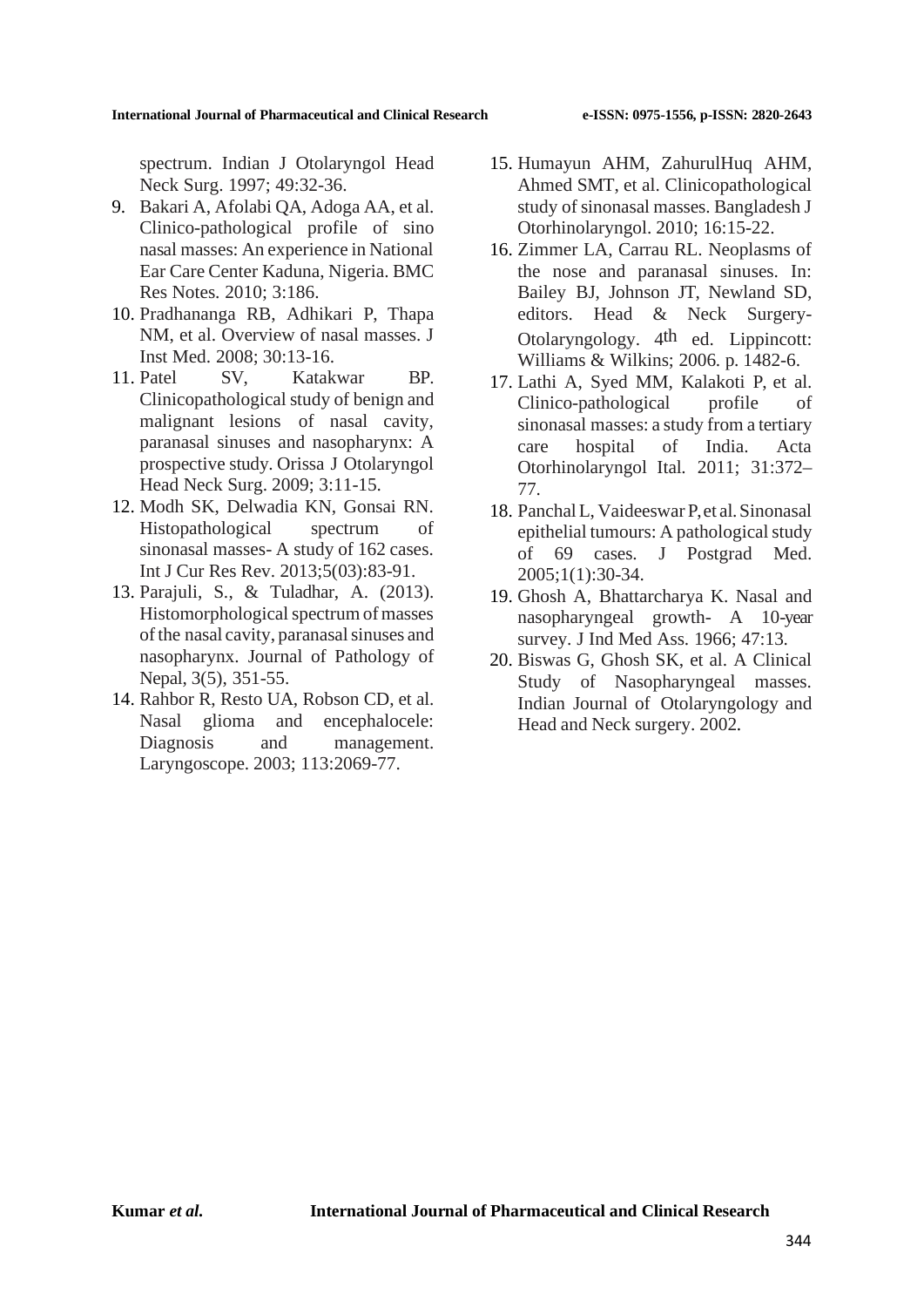spectrum. Indian J Otolaryngol Head Neck Surg. 1997; 49:32-36.

9. Bakari A, Afolabi QA, Adoga AA, et al. Clinico-pathological profile of sino nasal masses: An experience in National Ear Care Center Kaduna, Nigeria. BMC Res Notes. 2010; 3:186.
10. Pradhananga RB, Adhikari P, Thapa NM, et al. Overview of nasal masses. J Inst Med. 2008; 30:13-16.
11. Patel SV, Katakwar BP. Clinicopathological study of benign and malignant lesions of nasal cavity, paranasal sinuses and nasopharynx: A prospective study. Orissa J Otolaryngol Head Neck Surg. 2009; 3:11-15.
12. Modh SK, Delwadia KN, Gonsai RN. Histopathological spectrum of sinonasal masses- A study of 162 cases. Int J Cur Res Rev. 2013;5(03):83-91.
13. Parajuli, S., & Tuladhar, A. (2013). Histomorphological spectrum of masses of the nasal cavity, paranasal sinuses and nasopharynx. Journal of Pathology of Nepal, 3(5), 351-55.
14. Rahbor R, Resto UA, Robson CD, et al. Nasal glioma and encephalocele: Diagnosis and management. Laryngoscope. 2003; 113:2069-77.
15. Humayun AHM, ZahurulHuq AHM, Ahmed SMT, et al. Clinicopathological study of sinonasal masses. Bangladesh J Otorhinolaryngol. 2010; 16:15-22.
16. Zimmer LA, Carrau RL. Neoplasms of the nose and paranasal sinuses. In: Bailey BJ, Johnson JT, Newland SD, editors. Head & Neck Surgery-Otolaryngology. 4th ed. Lippincott: Williams & Wilkins; 2006. p. 1482-6.
17. Lathi A, Syed MM, Kalakoti P, et al. Clinico-pathological profile of sinonasal masses: a study from a tertiary care hospital of India. Acta Otorhinolaryngol Ital. 2011; 31:372–77.
18. Panchal L, Vaideeswar P, et al. Sinonasal epithelial tumours: A pathological study of 69 cases. J Postgrad Med. 2005;1(1):30-34.
19. Ghosh A, Bhattarcharya K. Nasal and nasopharyngeal growth- A 10-year survey. J Ind Med Ass. 1966; 47:13.
20. Biswas G, Ghosh SK, et al. A Clinical Study of Nasopharyngeal masses. Indian Journal of Otolaryngology and Head and Neck surgery. 2002.